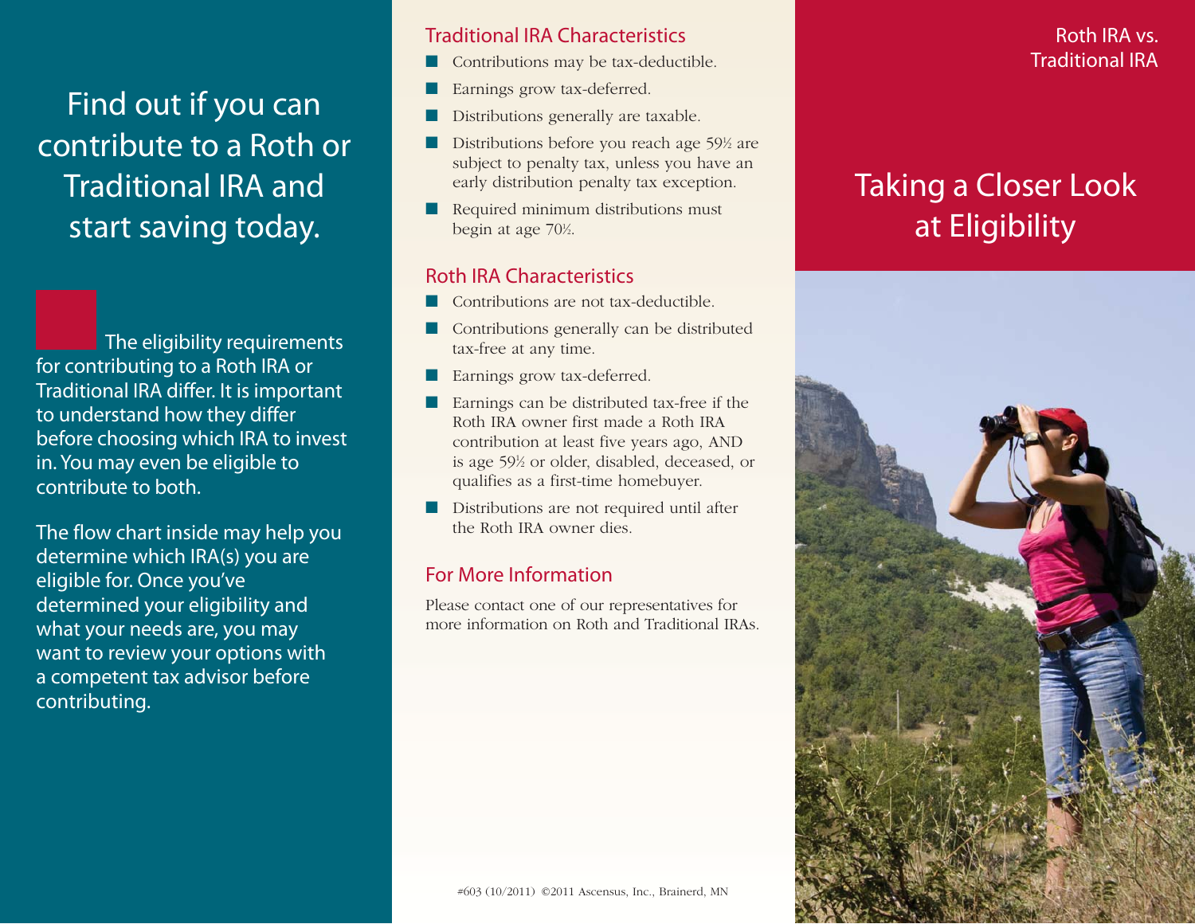# Find out if you can contribute to a Roth or Traditional IRA and start saving today.

The eligibility requirements for contributing to a Roth IRA or Traditional IRA differ. It is important to understand how they differ before choosing which IRA to invest in. You may even be eligible to contribute to both.

The flow chart inside may help you determine which IRA(s) you are eligible for. Once you've determined your eligibility and what your needs are, you may want to review your options with a competent tax advisor before contributing.

## Traditional IRA Characteristics

- Contributions may be tax-deductible.
- Earnings grow tax-deferred.
- Distributions generally are taxable.
- Distributions before you reach age 59½ are subject to penalty tax, unless you have an early distribution penalty tax exception.
- Required minimum distributions must begin at age 70½.

## Roth IRA Characteristics

- Contributions are not tax-deductible.
- Contributions generally can be distributed tax-free at any time.
- Earnings grow tax-deferred.
- Earnings can be distributed tax-free if the Roth IRA owner first made a Roth IRA contribution at least five years ago, AND is age 59½ or older, disabled, deceased, or qualifies as a first-time homebuyer.
- Distributions are not required until after the Roth IRA owner dies.

## For More Information

Please contact one of our representatives for more information on Roth and Traditional IRAs.

#603 (10/2011) ©2011 Ascensus, Inc., Brainerd, MN

Roth IRA vs. Traditional IRA

# Taking a Closer Look at Eligibility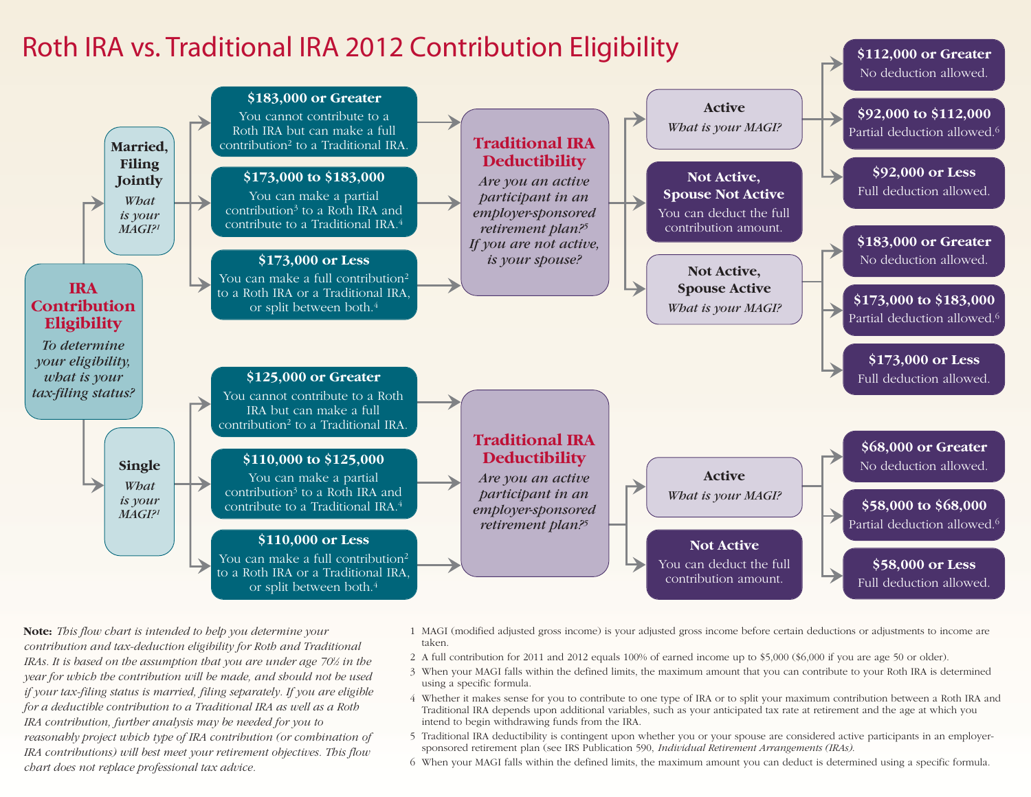# Roth IRA vs. Traditional IRA 2012 Contribution Eligibility

**IRA Contribution Eligibility**

*To determine your eligibility, what is your tax-filing status?*

**Married, Filing Jointly**

*What is your MAGI?*[1]

**$183,000 or Greater**
You cannot contribute to a Roth IRA but can make a full contribution[2] to a Traditional IRA.

**$173,000 to $183,000**
You can make a partial contribution[3] to a Roth IRA and contribute to a Traditional IRA.[4]

**$173,000 or Less**
You can make a full contribution[2] to a Roth IRA or a Traditional IRA, or split between both.[4]

**Traditional IRA Deductibility**

*Are you an active participant in an employer-sponsored retirement plan?*[5] *If you are not active, is your spouse?*

**Active**
*What is your MAGI?*

- **$112,000 or Greater** No deduction allowed.
- **$92,000 to $112,000** Partial deduction allowed.[6]
- **$92,000 or Less** Full deduction allowed.

**Not Active, Spouse Not Active**
You can deduct the full contribution amount.

**Not Active, Spouse Active**
*What is your MAGI?*

- **$183,000 or Greater** No deduction allowed.
- **$173,000 to $183,000** Partial deduction allowed.[6]
- **$173,000 or Less** Full deduction allowed.

**Single**

*What is your MAGI?*[1]

**$125,000 or Greater**
You cannot contribute to a Roth IRA but can make a full contribution[2] to a Traditional IRA.

**$110,000 to $125,000**
You can make a partial contribution[3] to a Roth IRA and contribute to a Traditional IRA.[4]

**$110,000 or Less**
You can make a full contribution[2] to a Roth IRA or a Traditional IRA, or split between both.[4]

**Traditional IRA Deductibility**

*Are you an active participant in an employer-sponsored retirement plan?*[5]

**Active**
*What is your MAGI?*

- **$68,000 or Greater** No deduction allowed.
- **$58,000 to $68,000** Partial deduction allowed.[6]
- **$58,000 or Less** Full deduction allowed.

**Not Active**
You can deduct the full contribution amount.

---

**Note:** *This flow chart is intended to help you determine your contribution and tax-deduction eligibility for Roth and Traditional IRAs. It is based on the assumption that you are under age 70½ in the year for which the contribution will be made, and should not be used if your tax-filing status is married, filing separately. If you are eligible for a deductible contribution to a Traditional IRA as well as a Roth IRA contribution, further analysis may be needed for you to reasonably project which type of IRA contribution (or combination of IRA contributions) will best meet your retirement objectives. This flow chart does not replace professional tax advice.*

1. MAGI (modified adjusted gross income) is your adjusted gross income before certain deductions or adjustments to income are taken.
2. A full contribution for 2011 and 2012 equals 100% of earned income up to $5,000 ($6,000 if you are age 50 or older).
3. When your MAGI falls within the defined limits, the maximum amount that you can contribute to your Roth IRA is determined using a specific formula.
4. Whether it makes sense for you to contribute to one type of IRA or to split your maximum contribution between a Roth IRA and Traditional IRA depends upon additional variables, such as your anticipated tax rate at retirement and the age at which you intend to begin withdrawing funds from the IRA.
5. Traditional IRA deductibility is contingent upon whether you or your spouse are considered active participants in an employer-sponsored retirement plan (see IRS Publication 590, *Individual Retirement Arrangements (IRAs)*.
6. When your MAGI falls within the defined limits, the maximum amount you can deduct is determined using a specific formula.